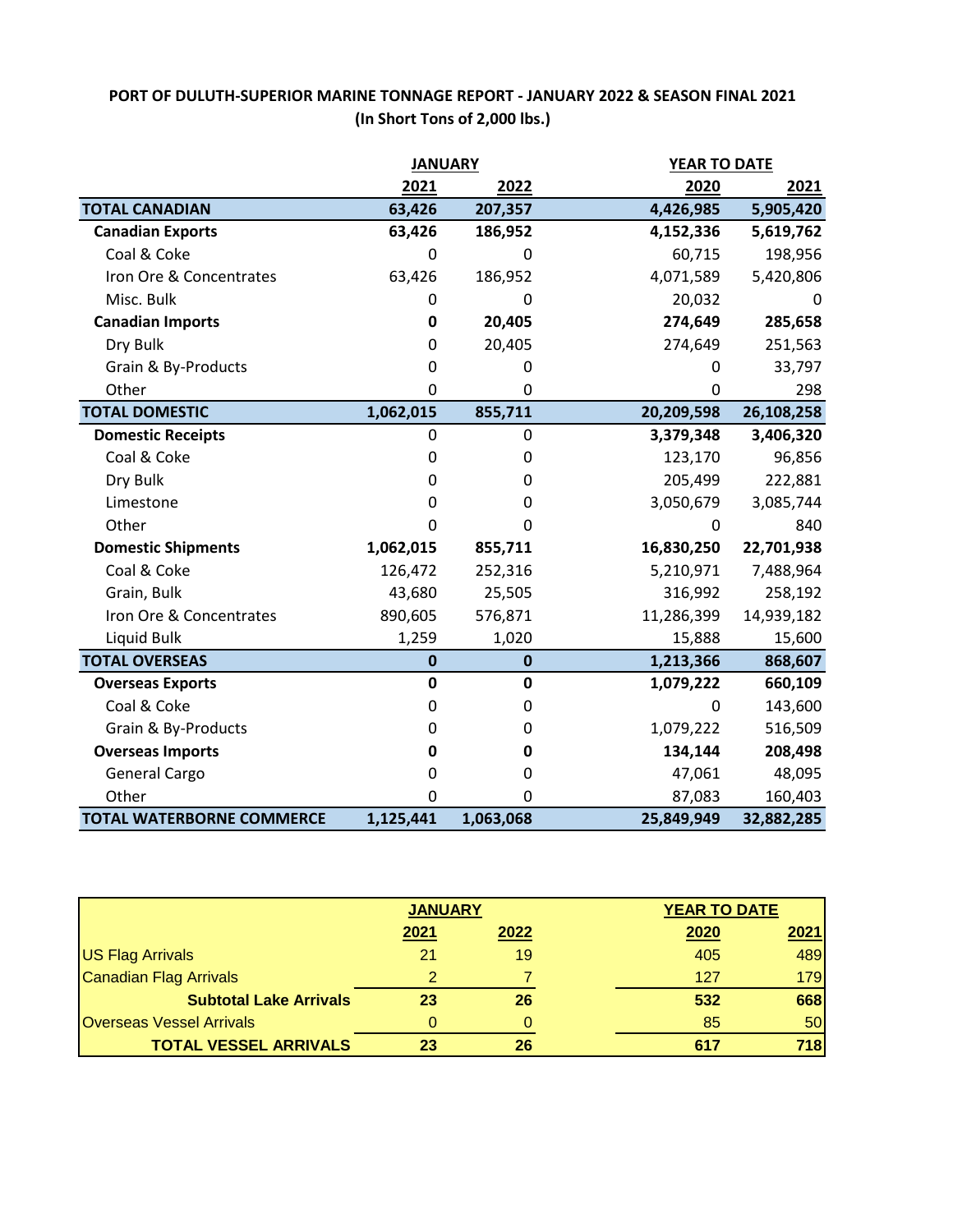**PORT OF DULUTH-SUPERIOR MARINE TONNAGE REPORT - JANUARY 2022 & SEASON FINAL 2021**
**(In Short Tons of 2,000 lbs.)**

| | JANUARY | | YEAR TO DATE | |
|---|---|---|---|---|
| | 2021 | 2022 | 2020 | 2021 |
| **TOTAL CANADIAN** | **63,426** | **207,357** | **4,426,985** | **5,905,420** |
| **Canadian Exports** | **63,426** | **186,952** | **4,152,336** | **5,619,762** |
| Coal & Coke | 0 | 0 | 60,715 | 198,956 |
| Iron Ore & Concentrates | 63,426 | 186,952 | 4,071,589 | 5,420,806 |
| Misc. Bulk | 0 | 0 | 20,032 | 0 |
| **Canadian Imports** | **0** | **20,405** | **274,649** | **285,658** |
| Dry Bulk | 0 | 20,405 | 274,649 | 251,563 |
| Grain & By-Products | 0 | 0 | 0 | 33,797 |
| Other | 0 | 0 | 0 | 298 |
| **TOTAL DOMESTIC** | **1,062,015** | **855,711** | **20,209,598** | **26,108,258** |
| **Domestic Receipts** | 0 | 0 | **3,379,348** | **3,406,320** |
| Coal & Coke | 0 | 0 | 123,170 | 96,856 |
| Dry Bulk | 0 | 0 | 205,499 | 222,881 |
| Limestone | 0 | 0 | 3,050,679 | 3,085,744 |
| Other | 0 | 0 | 0 | 840 |
| **Domestic Shipments** | **1,062,015** | **855,711** | **16,830,250** | **22,701,938** |
| Coal & Coke | 126,472 | 252,316 | 5,210,971 | 7,488,964 |
| Grain, Bulk | 43,680 | 25,505 | 316,992 | 258,192 |
| Iron Ore & Concentrates | 890,605 | 576,871 | 11,286,399 | 14,939,182 |
| Liquid Bulk | 1,259 | 1,020 | 15,888 | 15,600 |
| **TOTAL OVERSEAS** | **0** | **0** | **1,213,366** | **868,607** |
| **Overseas Exports** | **0** | **0** | **1,079,222** | **660,109** |
| Coal & Coke | 0 | 0 | 0 | 143,600 |
| Grain & By-Products | 0 | 0 | 1,079,222 | 516,509 |
| **Overseas Imports** | **0** | **0** | **134,144** | **208,498** |
| General Cargo | 0 | 0 | 47,061 | 48,095 |
| Other | 0 | 0 | 87,083 | 160,403 |
| **TOTAL WATERBORNE COMMERCE** | **1,125,441** | **1,063,068** | **25,849,949** | **32,882,285** |

| | JANUARY | | YEAR TO DATE | |
|---|---|---|---|---|
| | 2021 | 2022 | 2020 | 2021 |
| US Flag Arrivals | 21 | 19 | 405 | 489 |
| Canadian Flag Arrivals | 2 | 7 | 127 | 179 |
| **Subtotal Lake Arrivals** | **23** | **26** | **532** | **668** |
| Overseas Vessel Arrivals | 0 | 0 | 85 | 50 |
| **TOTAL VESSEL ARRIVALS** | **23** | **26** | **617** | **718** |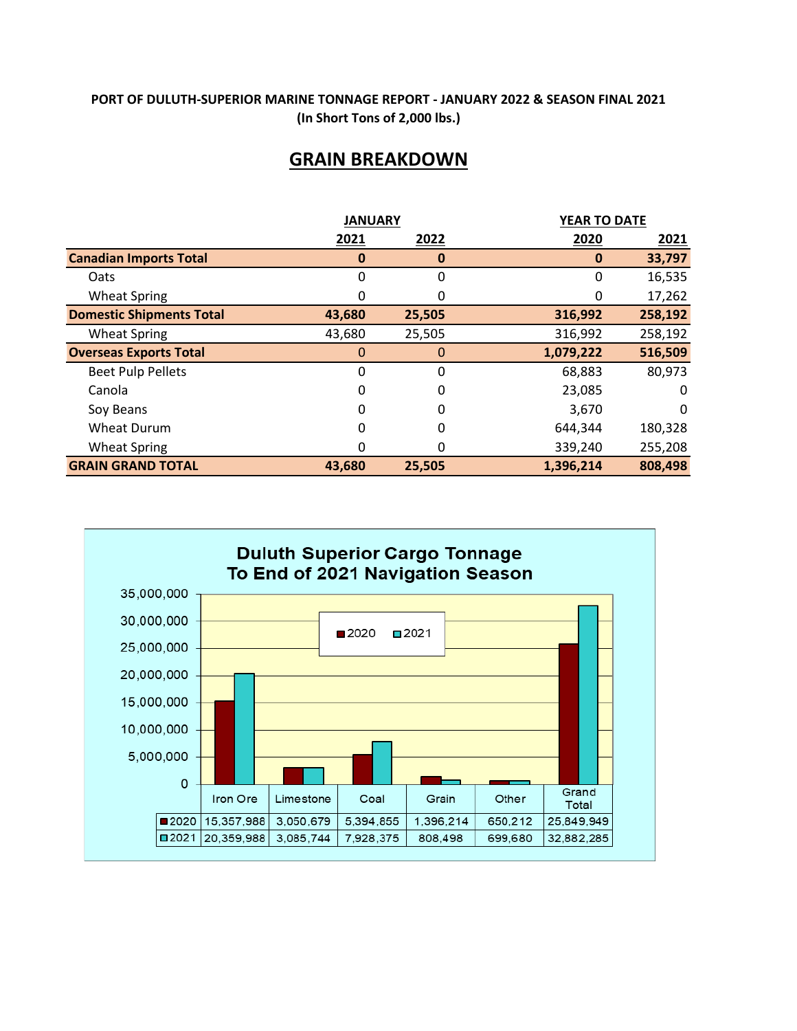**PORT OF DULUTH-SUPERIOR MARINE TONNAGE REPORT - JANUARY 2022 & SEASON FINAL 2021**
**(In Short Tons of 2,000 lbs.)**

## GRAIN BREAKDOWN

| | JANUARY | | YEAR TO DATE | |
|---|---|---|---|---|
| | 2021 | 2022 | 2020 | 2021 |
| **Canadian Imports Total** | **0** | **0** | **0** | **33,797** |
| Oats | 0 | 0 | 0 | 16,535 |
| Wheat Spring | 0 | 0 | 0 | 17,262 |
| **Domestic Shipments Total** | **43,680** | **25,505** | **316,992** | **258,192** |
| Wheat Spring | 43,680 | 25,505 | 316,992 | 258,192 |
| **Overseas Exports Total** | 0 | 0 | **1,079,222** | **516,509** |
| Beet Pulp Pellets | 0 | 0 | 68,883 | 80,973 |
| Canola | 0 | 0 | 23,085 | 0 |
| Soy Beans | 0 | 0 | 3,670 | 0 |
| Wheat Durum | 0 | 0 | 644,344 | 180,328 |
| Wheat Spring | 0 | 0 | 339,240 | 255,208 |
| **GRAIN GRAND TOTAL** | **43,680** | **25,505** | **1,396,214** | **808,498** |

**Duluth Superior Cargo Tonnage**
**To End of 2021 Navigation Season**

35,000,000
30,000,000
25,000,000
20,000,000
15,000,000
10,000,000
5,000,000
0

2020 2021

Iron Ore, Limestone, Coal, Grain, Other, Grand Total

2020: 15,357,988 3,050,679 5,394,855 1,396,214 650,212 25,849,949

2021: 20,359,988 3,085,744 7,928,375 808,498 699,680 32,882,285